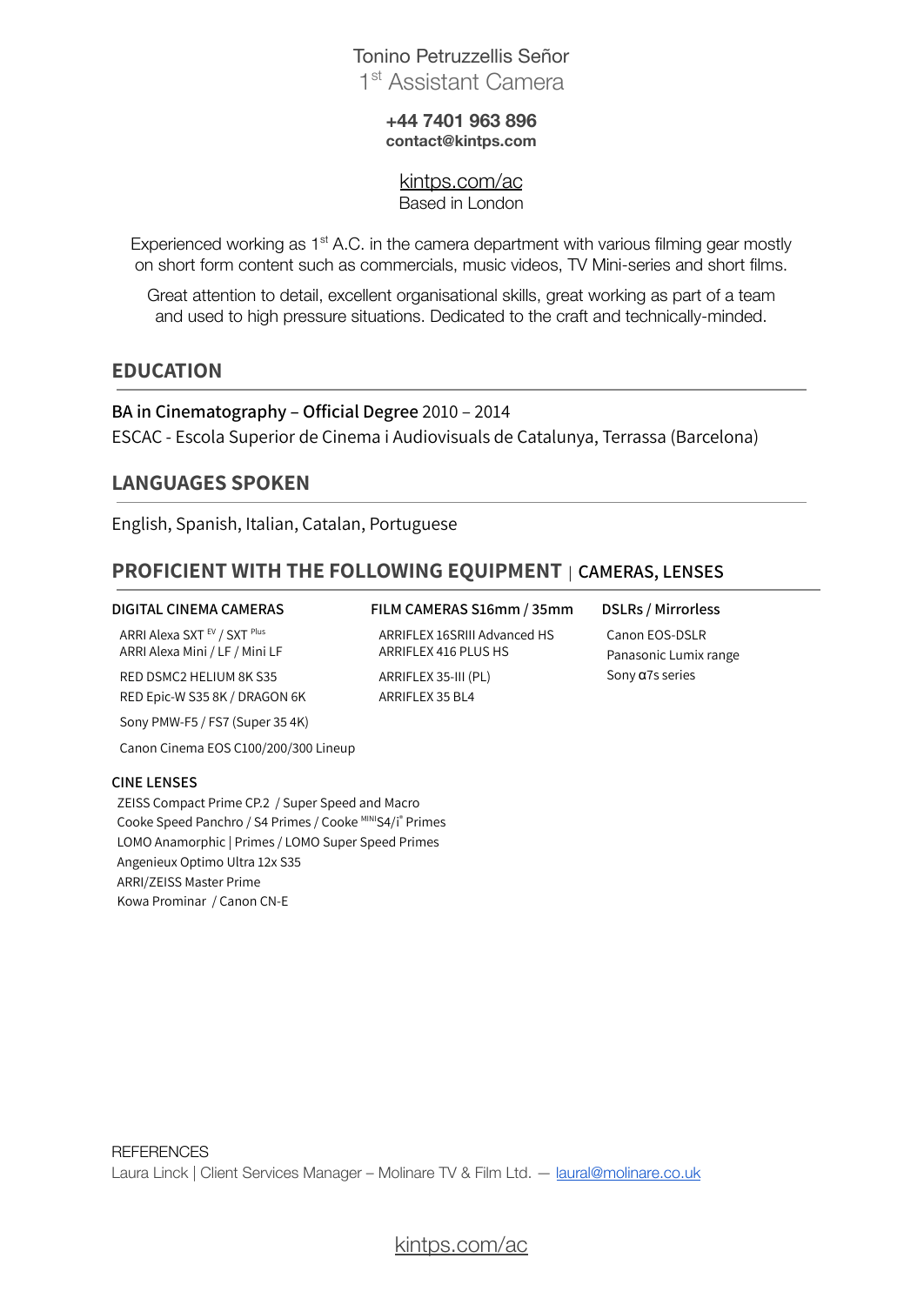# Tonino Petruzzellis Señor

1st Assistant Camera

**+44 7401 963 896**
**contact@kintps.com**

kintps.com/ac
Based in London

Experienced working as 1st A.C. in the camera department with various filming gear mostly on short form content such as commercials, music videos, TV Mini-series and short films.

Great attention to detail, excellent organisational skills, great working as part of a team and used to high pressure situations. Dedicated to the craft and technically-minded.

## EDUCATION

**BA in Cinematography – Official Degree** 2010 – 2014
ESCAC - Escola Superior de Cinema i Audiovisuals de Catalunya, Terrassa (Barcelona)

## LANGUAGES SPOKEN

English, Spanish, Italian, Catalan, Portuguese

## PROFICIENT WITH THE FOLLOWING EQUIPMENT | CAMERAS, LENSES

### DIGITAL CINEMA CAMERAS

ARRI Alexa SXT EV / SXT Plus
ARRI Alexa Mini / LF / Mini LF

RED DSMC2 HELIUM 8K S35
RED Epic-W S35 8K / DRAGON 6K

Sony PMW-F5 / FS7 (Super 35 4K)

Canon Cinema EOS C100/200/300 Lineup

### FILM CAMERAS S16mm / 35mm

ARRIFLEX 16SRIII Advanced HS
ARRIFLEX 416 PLUS HS

ARRIFLEX 35-III (PL)
ARRIFLEX 35 BL4

### DSLRs / Mirrorless

Canon EOS-DSLR
Panasonic Lumix range
Sony α7s series

### CINE LENSES

ZEISS Compact Prime CP.2 / Super Speed and Macro
Cooke Speed Panchro / S4 Primes / Cooke MINI S4/i Primes
LOMO Anamorphic | Primes / LOMO Super Speed Primes
Angenieux Optimo Ultra 12x S35
ARRI/ZEISS Master Prime
Kowa Prominar / Canon CN-E

REFERENCES
Laura Linck | Client Services Manager – Molinare TV & Film Ltd. — laural@molinare.co.uk

kintps.com/ac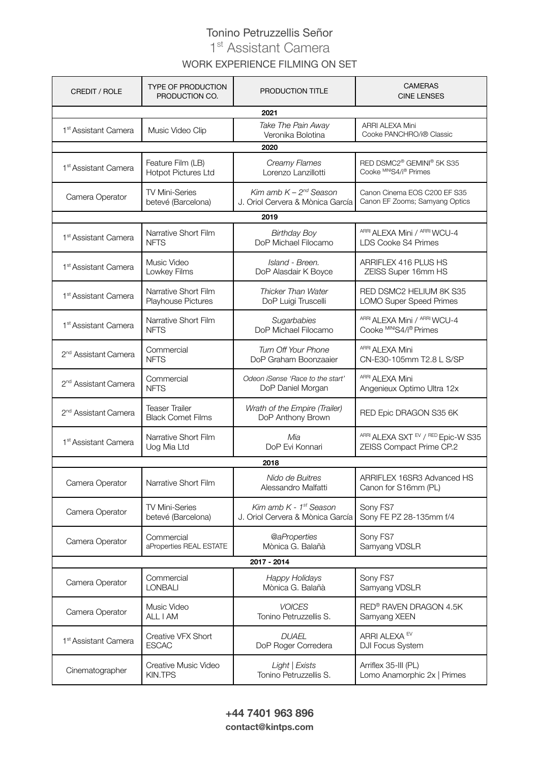# Tonino Petruzzellis Señor

## 1st Assistant Camera

### WORK EXPERIENCE FILMING ON SET

| CREDIT / ROLE | TYPE OF PRODUCTION PRODUCTION CO. | PRODUCTION TITLE | CAMERAS CINE LENSES |
|---|---|---|---|
| **2021** | | | |
| 1st Assistant Camera | Music Video Clip | *Take The Pain Away* Veronika Bolotina | ARRI ALEXA Mini Cooke PANCHRO/i® Classic |
| **2020** | | | |
| 1st Assistant Camera | Feature Film (LB) Hotpot Pictures Ltd | *Creamy Flames* Lorenzo Lanzillotti | RED DSMC2® GEMINI® 5K S35 Cooke MINI S4/i® Primes |
| Camera Operator | TV Mini-Series betevé (Barcelona) | *Kim amb K – 2nd Season* J. Oriol Cervera & Mònica García | Canon Cinema EOS C200 EF S35 Canon EF Zooms; Samyang Optics |
| **2019** | | | |
| 1st Assistant Camera | Narrative Short Film NFTS | *Birthday Boy* DoP Michael Filocamo | ARRI ALEXA Mini / ARRI WCU-4 LDS Cooke S4 Primes |
| 1st Assistant Camera | Music Video Lowkey Films | *Island - Breen.* DoP Alasdair K Boyce | ARRIFLEX 416 PLUS HS ZEISS Super 16mm HS |
| 1st Assistant Camera | Narrative Short Film Playhouse Pictures | *Thicker Than Water* DoP Luigi Truscelli | RED DSMC2 HELIUM 8K S35 LOMO Super Speed Primes |
| 1st Assistant Camera | Narrative Short Film NFTS | *Sugarbabies* DoP Michael Filocamo | ARRI ALEXA Mini / ARRI WCU-4 Cooke MINI S4/i® Primes |
| 2nd Assistant Camera | Commercial NFTS | *Turn Off Your Phone* DoP Graham Boonzaaier | ARRI ALEXA Mini CN-E30-105mm T2.8 L S/SP |
| 2nd Assistant Camera | Commercial NFTS | *Odeon iSense 'Race to the start'* DoP Daniel Morgan | ARRI ALEXA Mini Angenieux Optimo Ultra 12x |
| 2nd Assistant Camera | Teaser Trailer Black Comet Films | *Wrath of the Empire (Trailer)* DoP Anthony Brown | RED Epic DRAGON S35 6K |
| 1st Assistant Camera | Narrative Short Film Uog Mia Ltd | *Mia* DoP Evi Konnari | ARRI ALEXA SXT EV / RED Epic-W S35 ZEISS Compact Prime CP.2 |
| **2018** | | | |
| Camera Operator | Narrative Short Film | *Nido de Buitres* Alessandro Malfatti | ARRIFLEX 16SR3 Advanced HS Canon for S16mm (PL) |
| Camera Operator | TV Mini-Series betevé (Barcelona) | *Kim amb K - 1st Season* J. Oriol Cervera & Mònica García | Sony FS7 Sony FE PZ 28-135mm f/4 |
| Camera Operator | Commercial aProperties REAL ESTATE | *@aProperties* Mònica G. Balañà | Sony FS7 Samyang VDSLR |
| **2017 - 2014** | | | |
| Camera Operator | Commercial LONBALI | *Happy Holidays* Mònica G. Balañà | Sony FS7 Samyang VDSLR |
| Camera Operator | Music Video ALL I AM | *VOICES* Tonino Petruzzellis S. | RED® RAVEN DRAGON 4.5K Samyang XEEN |
| 1st Assistant Camera | Creative VFX Short ESCAC | *DUAEL* DoP Roger Corredera | ARRI ALEXA EV DJI Focus System |
| Cinematographer | Creative Music Video KIN.TPS | *Light \| Exists* Tonino Petruzzellis S. | Arriflex 35-III (PL) Lomo Anamorphic 2x \| Primes |

**+44 7401 963 896**
**contact@kintps.com**